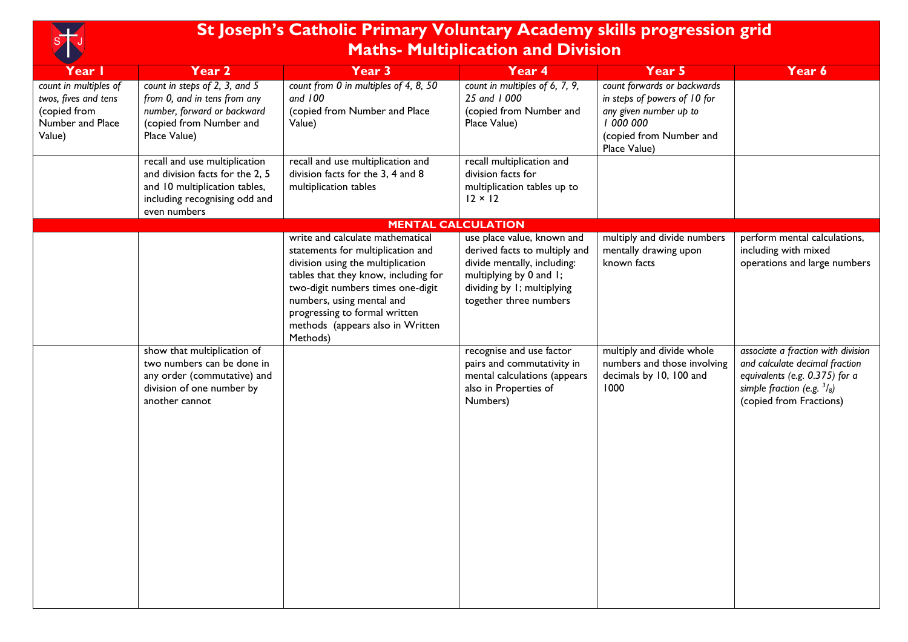# St Joseph's Catholic Primary Voluntary Academy skills progression grid
## Maths- Multiplication and Division

| Year 1 | Year 2 | Year 3 | Year 4 | Year 5 | Year 6 |
|---|---|---|---|---|---|
| *count in multiples of twos, fives and tens* (copied from Number and Place Value) | *count in steps of 2, 3, and 5 from 0, and in tens from any number, forward or backward* (copied from Number and Place Value) | *count from 0 in multiples of 4, 8, 50 and 100* (copied from Number and Place Value) | *count in multiples of 6, 7, 9, 25 and 1 000* (copied from Number and Place Value) | *count forwards or backwards in steps of powers of 10 for any given number up to 1 000 000* (copied from Number and Place Value) | |
| | recall and use multiplication and division facts for the 2, 5 and 10 multiplication tables, including recognising odd and even numbers | recall and use multiplication and division facts for the 3, 4 and 8 multiplication tables | recall multiplication and division facts for multiplication tables up to 12 × 12 | | |
| **MENTAL CALCULATION** | | | | | |
| | | write and calculate mathematical statements for multiplication and division using the multiplication tables that they know, including for two-digit numbers times one-digit numbers, using mental and progressing to formal written methods (appears also in Written Methods) | use place value, known and derived facts to multiply and divide mentally, including: multiplying by 0 and 1; dividing by 1; multiplying together three numbers | multiply and divide numbers mentally drawing upon known facts | perform mental calculations, including with mixed operations and large numbers |
| | show that multiplication of two numbers can be done in any order (commutative) and division of one number by another cannot | | recognise and use factor pairs and commutativity in mental calculations (appears also in Properties of Numbers) | multiply and divide whole numbers and those involving decimals by 10, 100 and 1000 | *associate a fraction with division and calculate decimal fraction equivalents (e.g. 0.375) for a simple fraction (e.g. $^3/_8$)* (copied from Fractions) |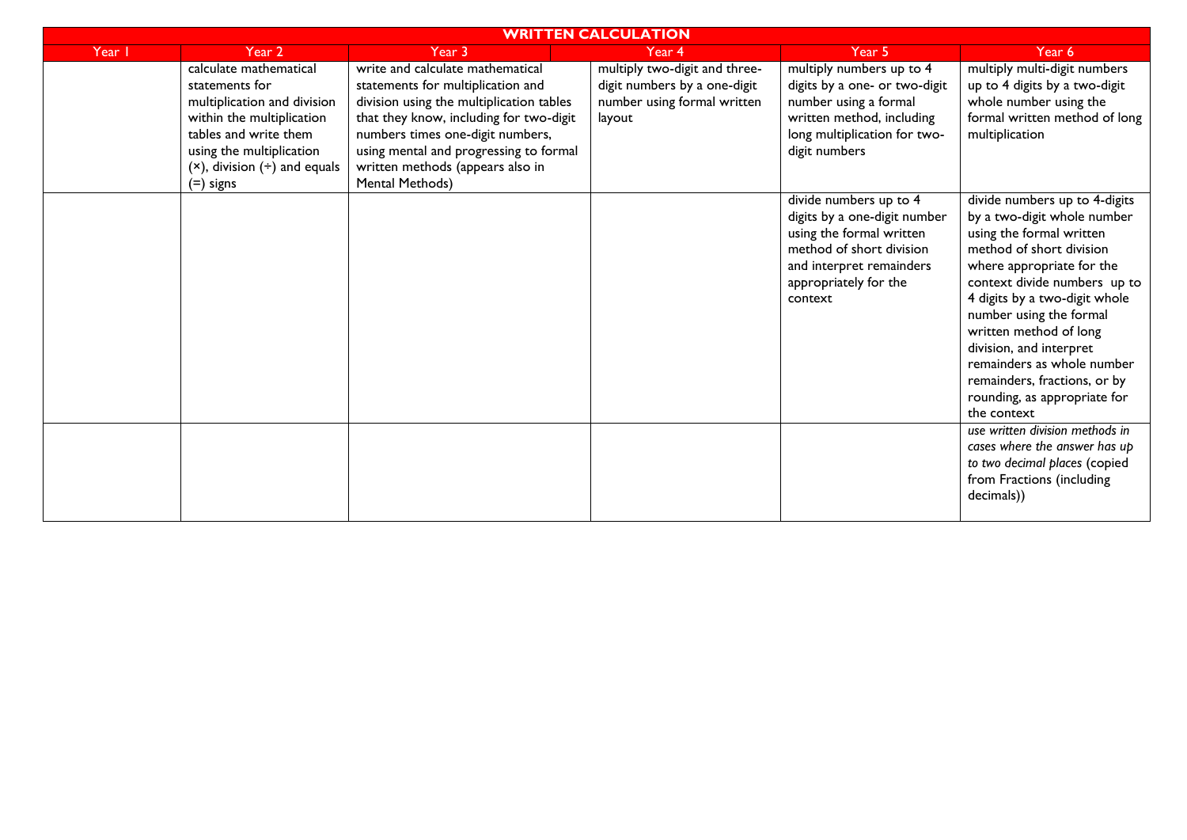| WRITTEN CALCULATION | | | | | |
|---|---|---|---|---|---|
| Year 1 | Year 2 | Year 3 | Year 4 | Year 5 | Year 6 |
| | calculate mathematical statements for multiplication and division within the multiplication tables and write them using the multiplication (×), division (÷) and equals (=) signs | write and calculate mathematical statements for multiplication and division using the multiplication tables that they know, including for two-digit numbers times one-digit numbers, using mental and progressing to formal written methods (appears also in Mental Methods) | multiply two-digit and three-digit numbers by a one-digit number using formal written layout | multiply numbers up to 4 digits by a one- or two-digit number using a formal written method, including long multiplication for two-digit numbers | multiply multi-digit numbers up to 4 digits by a two-digit whole number using the formal written method of long multiplication |
| | | | | divide numbers up to 4 digits by a one-digit number using the formal written method of short division and interpret remainders appropriately for the context | divide numbers up to 4-digits by a two-digit whole number using the formal written method of short division where appropriate for the context divide numbers up to 4 digits by a two-digit whole number using the formal written method of long division, and interpret remainders as whole number remainders, fractions, or by rounding, as appropriate for the context |
| | | | | | *use written division methods in cases where the answer has up to two decimal places* (copied from Fractions (including decimals)) |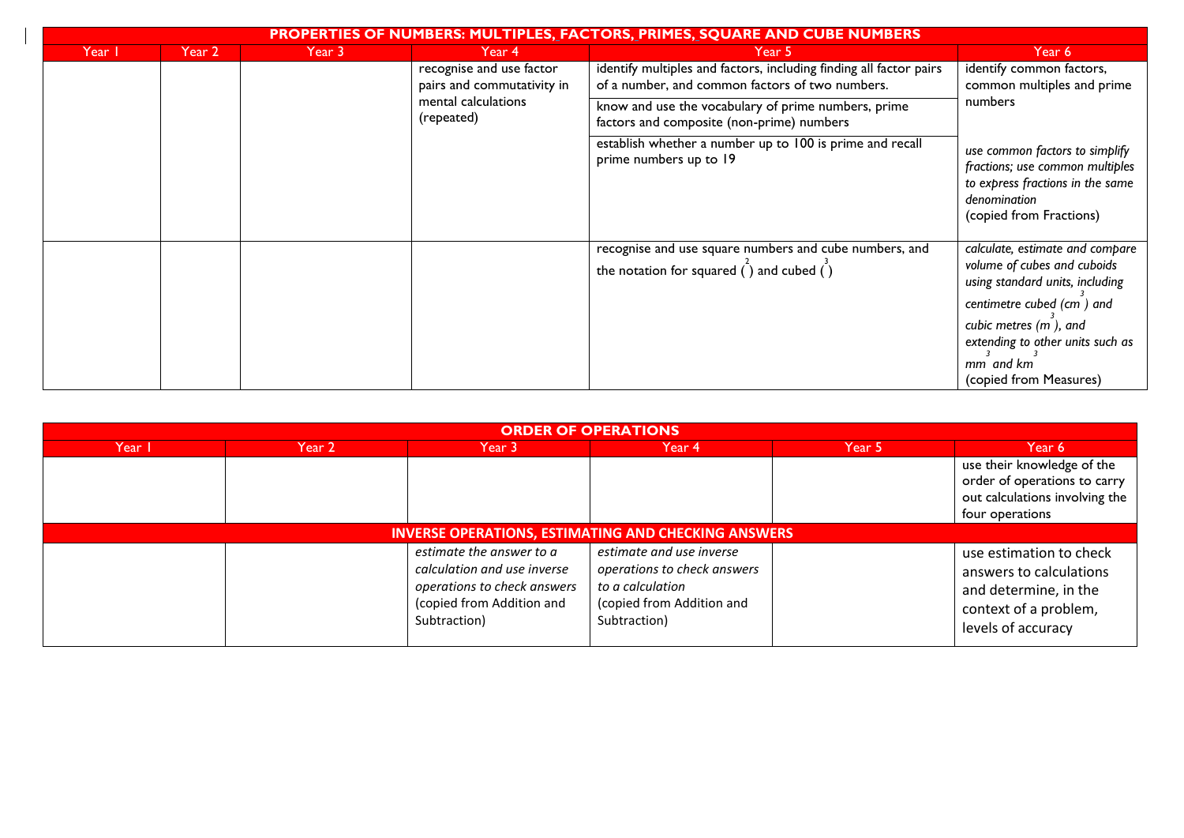## PROPERTIES OF NUMBERS: MULTIPLES, FACTORS, PRIMES, SQUARE AND CUBE NUMBERS

| Year 1 | Year 2 | Year 3 | Year 4 | Year 5 | Year 6 |
|---|---|---|---|---|---|
| | | | recognise and use factor pairs and commutativity in mental calculations (repeated) | identify multiples and factors, including finding all factor pairs of a number, and common factors of two numbers. | identify common factors, common multiples and prime numbers |
| | | | | know and use the vocabulary of prime numbers, prime factors and composite (non-prime) numbers | |
| | | | | establish whether a number up to 100 is prime and recall prime numbers up to 19 | *use common factors to simplify fractions; use common multiples to express fractions in the same denomination* (copied from Fractions) |
| | | | | recognise and use square numbers and cube numbers, and the notation for squared ($^2$) and cubed ($^3$) | *calculate, estimate and compare volume of cubes and cuboids using standard units, including centimetre cubed ($cm^3$) and cubic metres ($m^3$), and extending to other units such as $mm^3$ and $km^3$* (copied from Measures) |

## ORDER OF OPERATIONS

| Year 1 | Year 2 | Year 3 | Year 4 | Year 5 | Year 6 |
|---|---|---|---|---|---|
| | | | | | use their knowledge of the order of operations to carry out calculations involving the four operations |

## INVERSE OPERATIONS, ESTIMATING AND CHECKING ANSWERS

| Year 1 | Year 2 | Year 3 | Year 4 | Year 5 | Year 6 |
|---|---|---|---|---|---|
| | | *estimate the answer to a calculation and use inverse operations to check answers* (copied from Addition and Subtraction) | *estimate and use inverse operations to check answers to a calculation* (copied from Addition and Subtraction) | | use estimation to check answers to calculations and determine, in the context of a problem, levels of accuracy |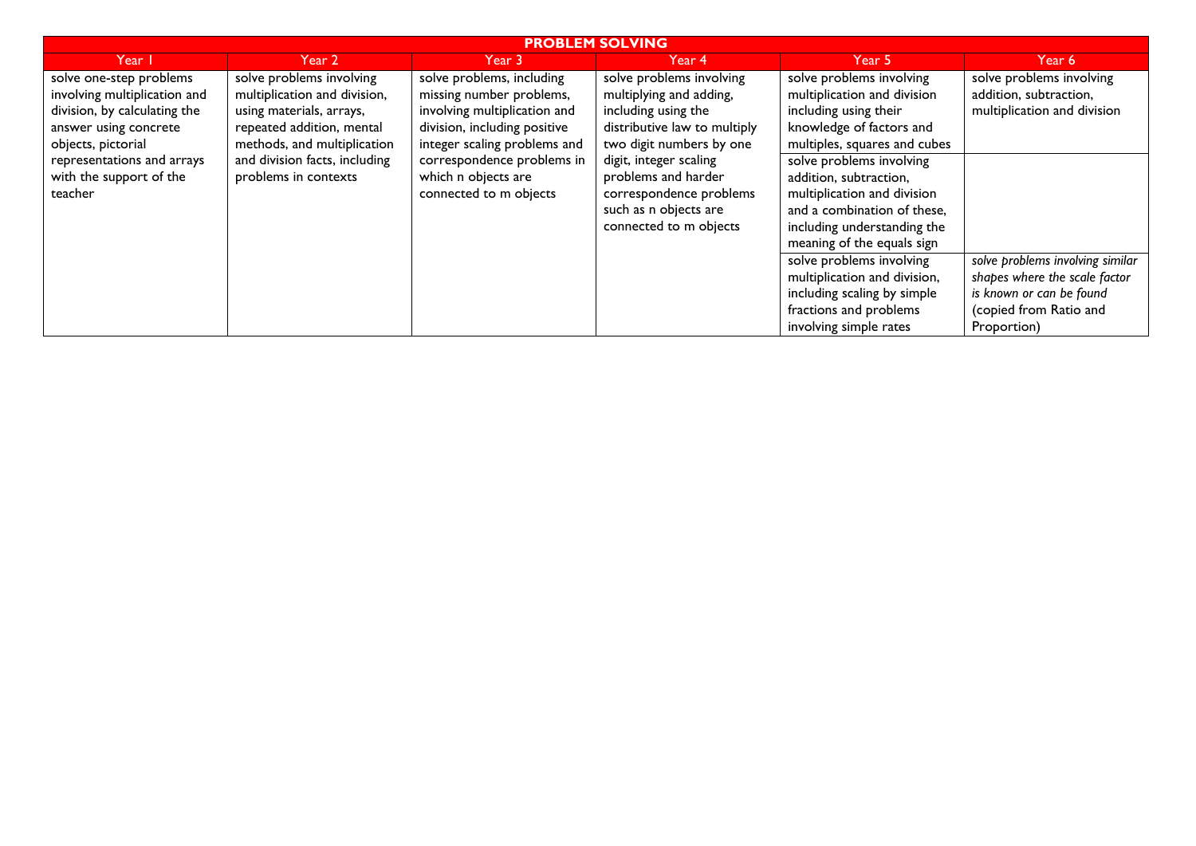| PROBLEM SOLVING | | | | | |
|---|---|---|---|---|---|
| Year 1 | Year 2 | Year 3 | Year 4 | Year 5 | Year 6 |
| solve one-step problems involving multiplication and division, by calculating the answer using concrete objects, pictorial representations and arrays with the support of the teacher | solve problems involving multiplication and division, using materials, arrays, repeated addition, mental methods, and multiplication and division facts, including problems in contexts | solve problems, including missing number problems, involving multiplication and division, including positive integer scaling problems and correspondence problems in which n objects are connected to m objects | solve problems involving multiplying and adding, including using the distributive law to multiply two digit numbers by one digit, integer scaling problems and harder correspondence problems such as n objects are connected to m objects | solve problems involving multiplication and division including using their knowledge of factors and multiples, squares and cubes | solve problems involving addition, subtraction, multiplication and division |
| | | | | solve problems involving addition, subtraction, multiplication and division and a combination of these, including understanding the meaning of the equals sign | |
| | | | | solve problems involving multiplication and division, including scaling by simple fractions and problems involving simple rates | *solve problems involving similar shapes where the scale factor is known or can be found* (copied from Ratio and Proportion) |